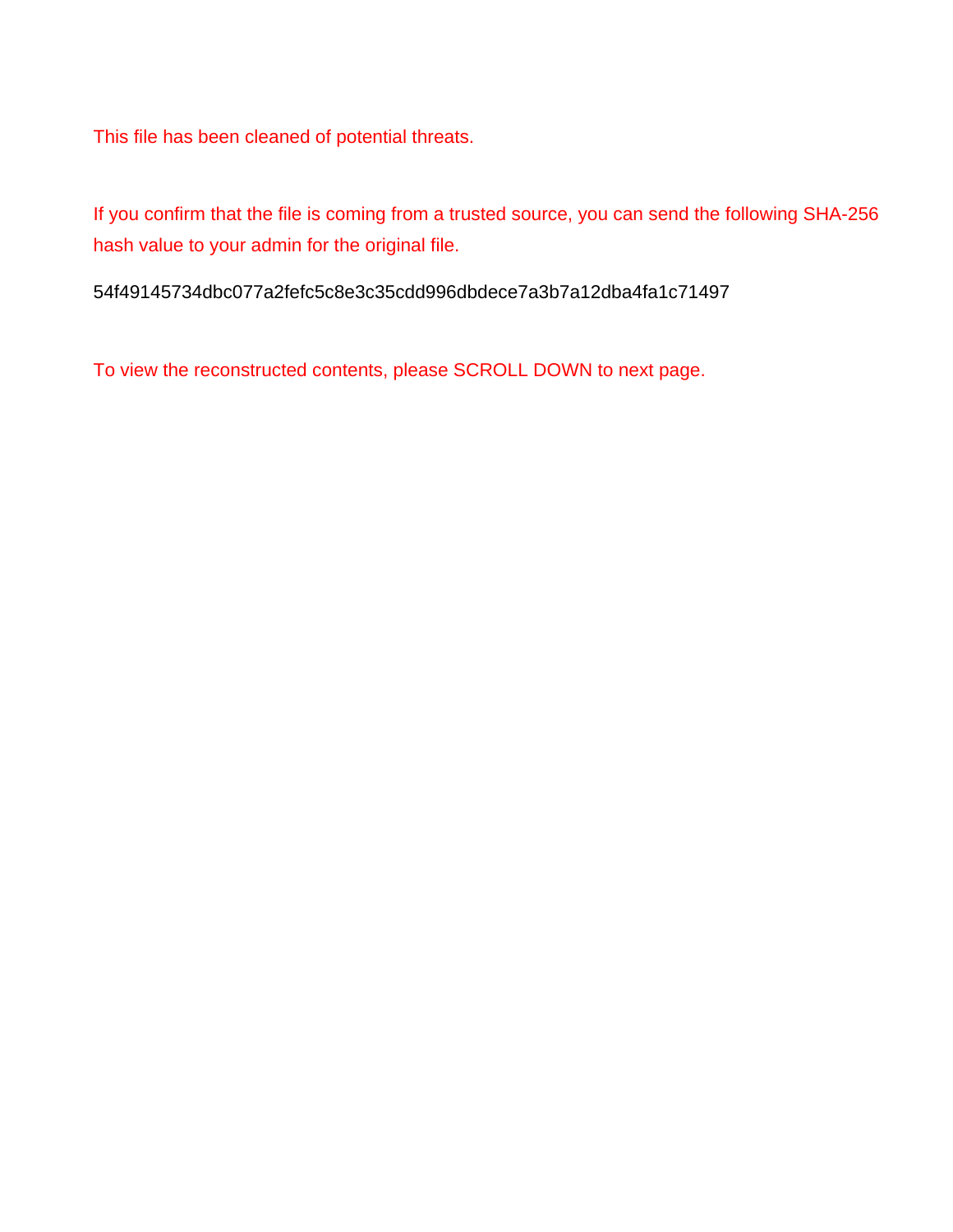This file has been cleaned of potential threats.

If you confirm that the file is coming from a trusted source, you can send the following SHA-256 hash value to your admin for the original file.

54f49145734dbc077a2fefc5c8e3c35cdd996dbdece7a3b7a12dba4fa1c71497

To view the reconstructed contents, please SCROLL DOWN to next page.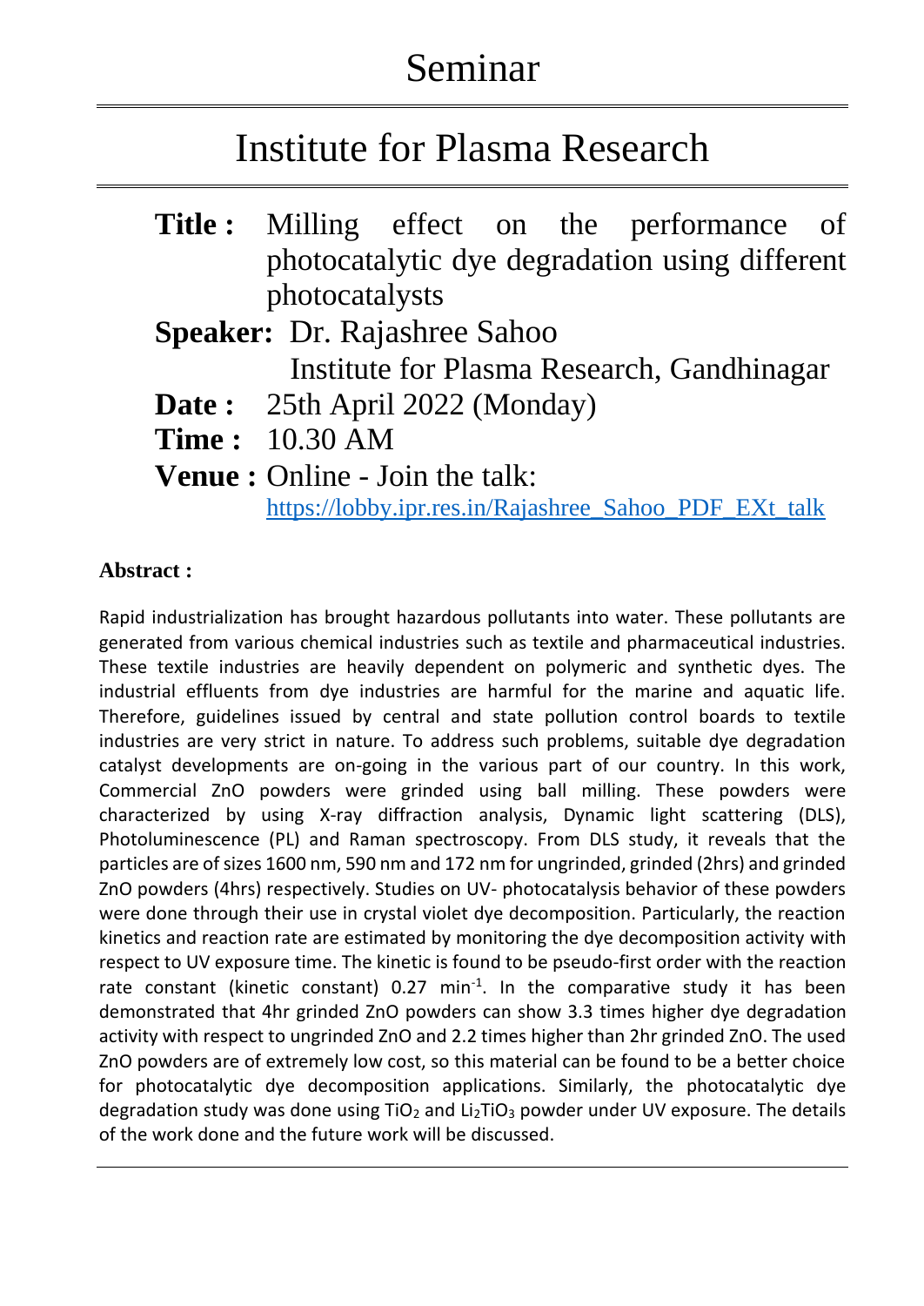# Seminar

## Institute for Plasma Research

**Title :** Milling effect on the performance of photocatalytic dye degradation using different photocatalysts

**Speaker:** Dr. Rajashree Sahoo
Institute for Plasma Research, Gandhinagar

**Date :** 25th April 2022 (Monday)

**Time :** 10.30 AM

**Venue :** Online - Join the talk:
https://lobby.ipr.res.in/Rajashree_Sahoo_PDF_EXt_talk

**Abstract :**

Rapid industrialization has brought hazardous pollutants into water. These pollutants are generated from various chemical industries such as textile and pharmaceutical industries. These textile industries are heavily dependent on polymeric and synthetic dyes. The industrial effluents from dye industries are harmful for the marine and aquatic life. Therefore, guidelines issued by central and state pollution control boards to textile industries are very strict in nature. To address such problems, suitable dye degradation catalyst developments are on-going in the various part of our country. In this work, Commercial ZnO powders were grinded using ball milling. These powders were characterized by using X-ray diffraction analysis, Dynamic light scattering (DLS), Photoluminescence (PL) and Raman spectroscopy. From DLS study, it reveals that the particles are of sizes 1600 nm, 590 nm and 172 nm for ungrinded, grinded (2hrs) and grinded ZnO powders (4hrs) respectively. Studies on UV- photocatalysis behavior of these powders were done through their use in crystal violet dye decomposition. Particularly, the reaction kinetics and reaction rate are estimated by monitoring the dye decomposition activity with respect to UV exposure time. The kinetic is found to be pseudo-first order with the reaction rate constant (kinetic constant) 0.27 $min^{-1}$. In the comparative study it has been demonstrated that 4hr grinded ZnO powders can show 3.3 times higher dye degradation activity with respect to ungrinded ZnO and 2.2 times higher than 2hr grinded ZnO. The used ZnO powders are of extremely low cost, so this material can be found to be a better choice for photocatalytic dye decomposition applications. Similarly, the photocatalytic dye degradation study was done using $TiO_2$ and $Li_2TiO_3$ powder under UV exposure. The details of the work done and the future work will be discussed.